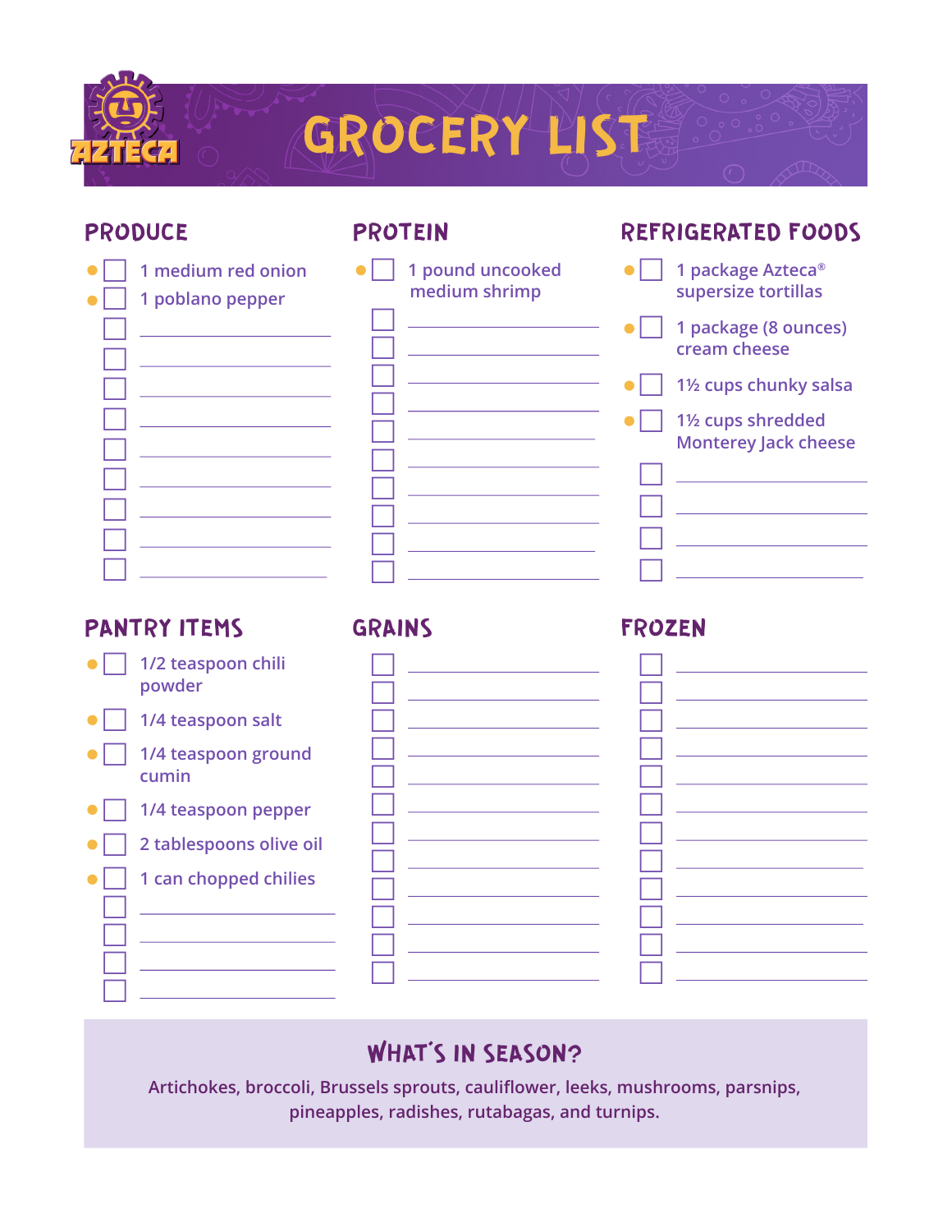# GROCERY LIST

## PRODUCE

- [ ] 1 medium red onion
- [ ] 1 poblano pepper

## PROTEIN

- [ ] 1 pound uncooked medium shrimp

## REFRIGERATED FOODS

- [ ] 1 package Azteca® supersize tortillas
- [ ] 1 package (8 ounces) cream cheese
- [ ] 1½ cups chunky salsa
- [ ] 1½ cups shredded Monterey Jack cheese

## PANTRY ITEMS

- [ ] 1/2 teaspoon chili powder
- [ ] 1/4 teaspoon salt
- [ ] 1/4 teaspoon ground cumin
- [ ] 1/4 teaspoon pepper
- [ ] 2 tablespoons olive oil
- [ ] 1 can chopped chilies

## GRAINS

## FROZEN

## WHAT'S IN SEASON?

Artichokes, broccoli, Brussels sprouts, cauliflower, leeks, mushrooms, parsnips, pineapples, radishes, rutabagas, and turnips.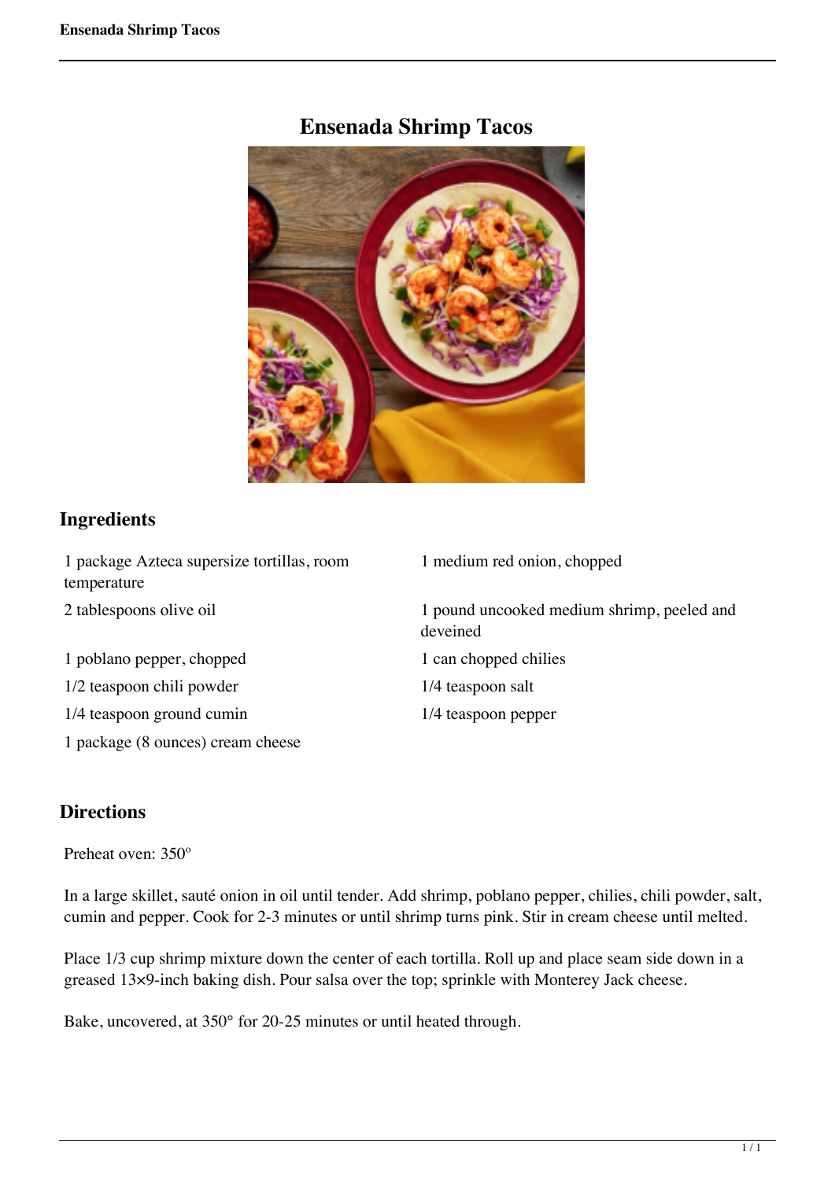# Ensenada Shrimp Tacos

## Ingredients

- 1 package Azteca supersize tortillas, room temperature
- 2 tablespoons olive oil
- 1 poblano pepper, chopped
- 1/2 teaspoon chili powder
- 1/4 teaspoon ground cumin
- 1 package (8 ounces) cream cheese
- 1 medium red onion, chopped
- 1 pound uncooked medium shrimp, peeled and deveined
- 1 can chopped chilies
- 1/4 teaspoon salt
- 1/4 teaspoon pepper

## Directions

Preheat oven: 350º

In a large skillet, sauté onion in oil until tender. Add shrimp, poblano pepper, chilies, chili powder, salt, cumin and pepper. Cook for 2-3 minutes or until shrimp turns pink. Stir in cream cheese until melted.

Place 1/3 cup shrimp mixture down the center of each tortilla. Roll up and place seam side down in a greased 13×9-inch baking dish. Pour salsa over the top; sprinkle with Monterey Jack cheese.

Bake, uncovered, at 350° for 20-25 minutes or until heated through.